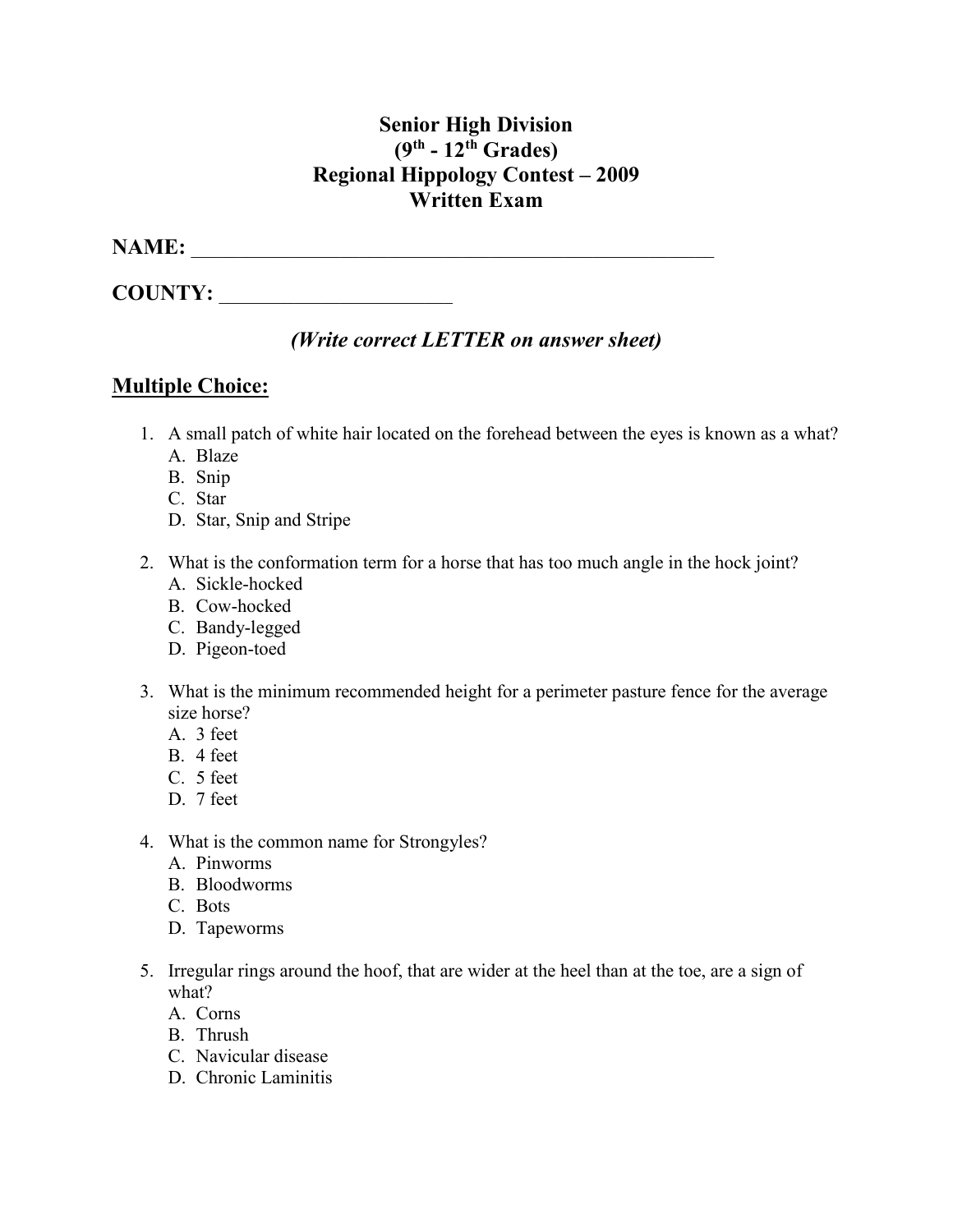# Senior High Division
# (9th - 12th Grades)
# Regional Hippology Contest – 2009
# Written Exam

**NAME:** ______________________________________________________

**COUNTY:** _______________________

***(Write correct LETTER on answer sheet)***

## Multiple Choice:

1. A small patch of white hair located on the forehead between the eyes is known as a what?
   A. Blaze
   B. Snip
   C. Star
   D. Star, Snip and Stripe

2. What is the conformation term for a horse that has too much angle in the hock joint?
   A. Sickle-hocked
   B. Cow-hocked
   C. Bandy-legged
   D. Pigeon-toed

3. What is the minimum recommended height for a perimeter pasture fence for the average size horse?
   A. 3 feet
   B. 4 feet
   C. 5 feet
   D. 7 feet

4. What is the common name for Strongyles?
   A. Pinworms
   B. Bloodworms
   C. Bots
   D. Tapeworms

5. Irregular rings around the hoof, that are wider at the heel than at the toe, are a sign of what?
   A. Corns
   B. Thrush
   C. Navicular disease
   D. Chronic Laminitis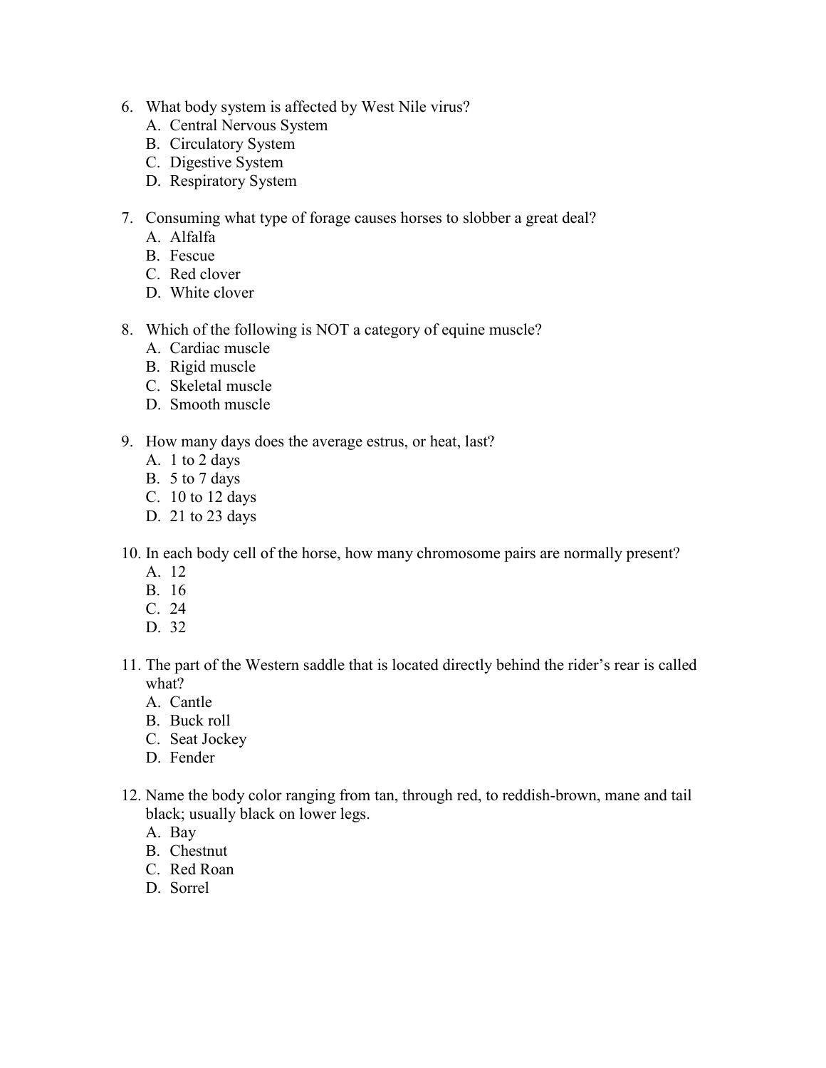6. What body system is affected by West Nile virus?
   A. Central Nervous System
   B. Circulatory System
   C. Digestive System
   D. Respiratory System

7. Consuming what type of forage causes horses to slobber a great deal?
   A. Alfalfa
   B. Fescue
   C. Red clover
   D. White clover

8. Which of the following is NOT a category of equine muscle?
   A. Cardiac muscle
   B. Rigid muscle
   C. Skeletal muscle
   D. Smooth muscle

9. How many days does the average estrus, or heat, last?
   A. 1 to 2 days
   B. 5 to 7 days
   C. 10 to 12 days
   D. 21 to 23 days

10. In each body cell of the horse, how many chromosome pairs are normally present?
    A. 12
    B. 16
    C. 24
    D. 32

11. The part of the Western saddle that is located directly behind the rider's rear is called what?
    A. Cantle
    B. Buck roll
    C. Seat Jockey
    D. Fender

12. Name the body color ranging from tan, through red, to reddish-brown, mane and tail black; usually black on lower legs.
    A. Bay
    B. Chestnut
    C. Red Roan
    D. Sorrel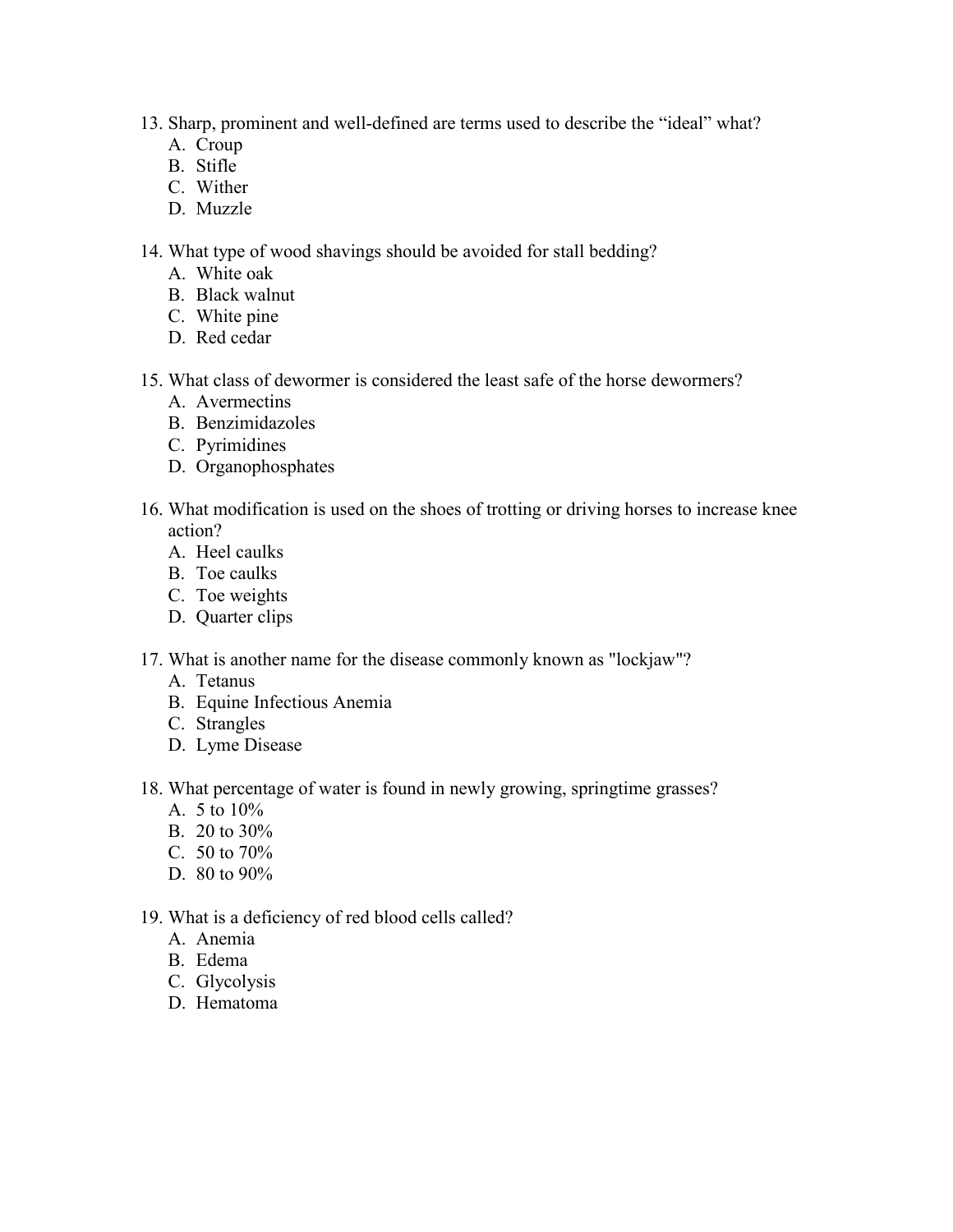13. Sharp, prominent and well-defined are terms used to describe the "ideal" what?
    A. Croup
    B. Stifle
    C. Wither
    D. Muzzle

14. What type of wood shavings should be avoided for stall bedding?
    A. White oak
    B. Black walnut
    C. White pine
    D. Red cedar

15. What class of dewormer is considered the least safe of the horse dewormers?
    A. Avermectins
    B. Benzimidazoles
    C. Pyrimidines
    D. Organophosphates

16. What modification is used on the shoes of trotting or driving horses to increase knee action?
    A. Heel caulks
    B. Toe caulks
    C. Toe weights
    D. Quarter clips

17. What is another name for the disease commonly known as "lockjaw"?
    A. Tetanus
    B. Equine Infectious Anemia
    C. Strangles
    D. Lyme Disease

18. What percentage of water is found in newly growing, springtime grasses?
    A. 5 to 10%
    B. 20 to 30%
    C. 50 to 70%
    D. 80 to 90%

19. What is a deficiency of red blood cells called?
    A. Anemia
    B. Edema
    C. Glycolysis
    D. Hematoma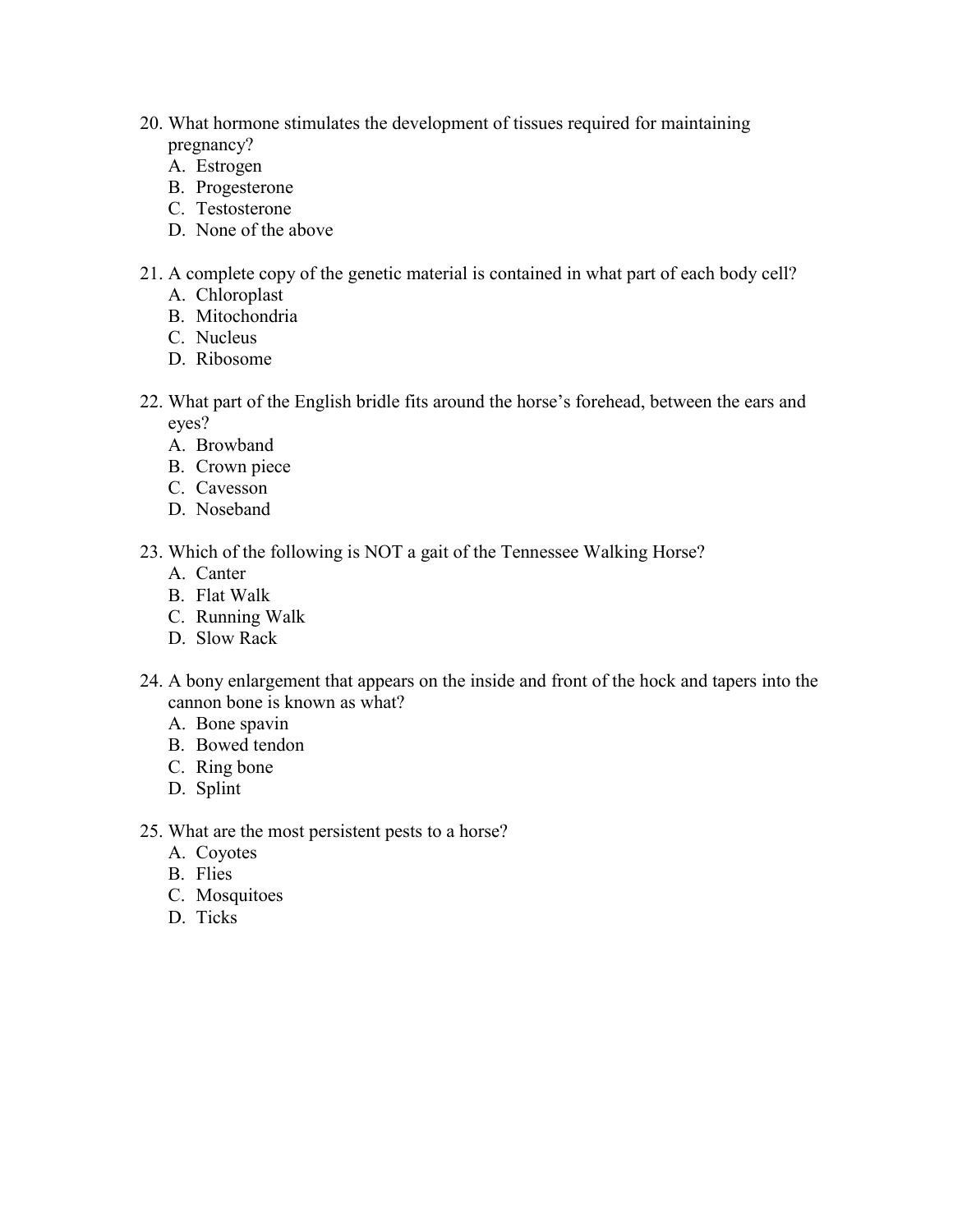20. What hormone stimulates the development of tissues required for maintaining pregnancy?
    A. Estrogen
    B. Progesterone
    C. Testosterone
    D. None of the above

21. A complete copy of the genetic material is contained in what part of each body cell?
    A. Chloroplast
    B. Mitochondria
    C. Nucleus
    D. Ribosome

22. What part of the English bridle fits around the horse's forehead, between the ears and eyes?
    A. Browband
    B. Crown piece
    C. Cavesson
    D. Noseband

23. Which of the following is NOT a gait of the Tennessee Walking Horse?
    A. Canter
    B. Flat Walk
    C. Running Walk
    D. Slow Rack

24. A bony enlargement that appears on the inside and front of the hock and tapers into the cannon bone is known as what?
    A. Bone spavin
    B. Bowed tendon
    C. Ring bone
    D. Splint

25. What are the most persistent pests to a horse?
    A. Coyotes
    B. Flies
    C. Mosquitoes
    D. Ticks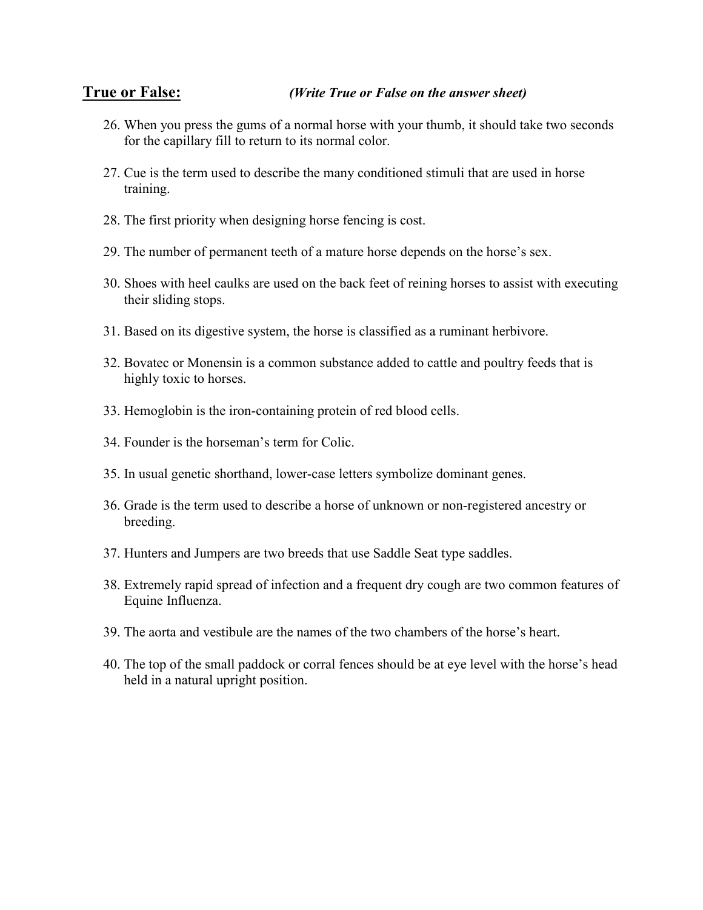## **True or False:** *(Write True or False on the answer sheet)*

26. When you press the gums of a normal horse with your thumb, it should take two seconds for the capillary fill to return to its normal color.

27. Cue is the term used to describe the many conditioned stimuli that are used in horse training.

28. The first priority when designing horse fencing is cost.

29. The number of permanent teeth of a mature horse depends on the horse's sex.

30. Shoes with heel caulks are used on the back feet of reining horses to assist with executing their sliding stops.

31. Based on its digestive system, the horse is classified as a ruminant herbivore.

32. Bovatec or Monensin is a common substance added to cattle and poultry feeds that is highly toxic to horses.

33. Hemoglobin is the iron-containing protein of red blood cells.

34. Founder is the horseman's term for Colic.

35. In usual genetic shorthand, lower-case letters symbolize dominant genes.

36. Grade is the term used to describe a horse of unknown or non-registered ancestry or breeding.

37. Hunters and Jumpers are two breeds that use Saddle Seat type saddles.

38. Extremely rapid spread of infection and a frequent dry cough are two common features of Equine Influenza.

39. The aorta and vestibule are the names of the two chambers of the horse's heart.

40. The top of the small paddock or corral fences should be at eye level with the horse's head held in a natural upright position.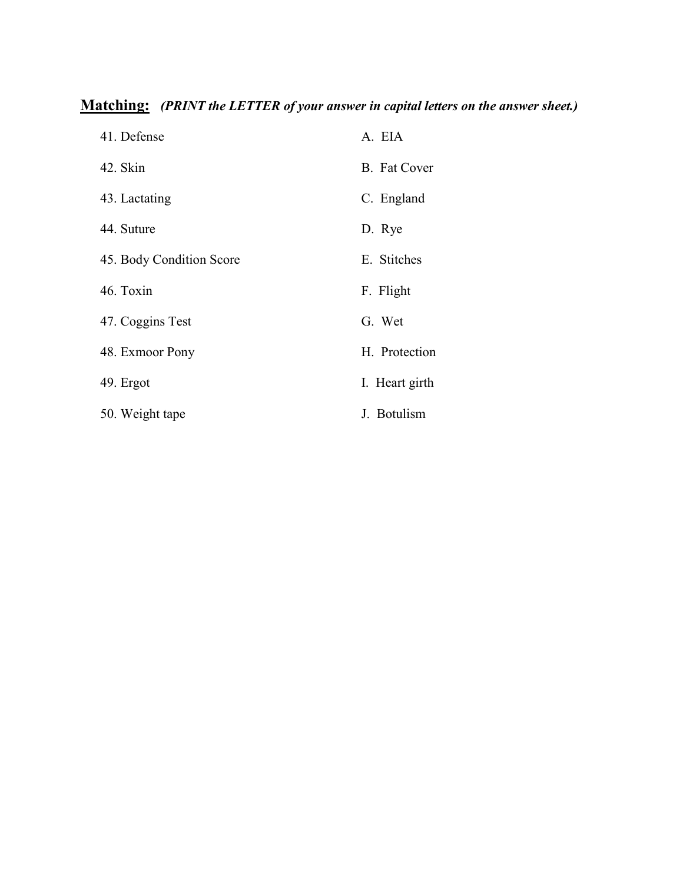**Matching:** ***(PRINT the LETTER of your answer in capital letters on the answer sheet.)***

| | |
|---|---|
| 41. Defense | A. EIA |
| 42. Skin | B. Fat Cover |
| 43. Lactating | C. England |
| 44. Suture | D. Rye |
| 45. Body Condition Score | E. Stitches |
| 46. Toxin | F. Flight |
| 47. Coggins Test | G. Wet |
| 48. Exmoor Pony | H. Protection |
| 49. Ergot | I. Heart girth |
| 50. Weight tape | J. Botulism |